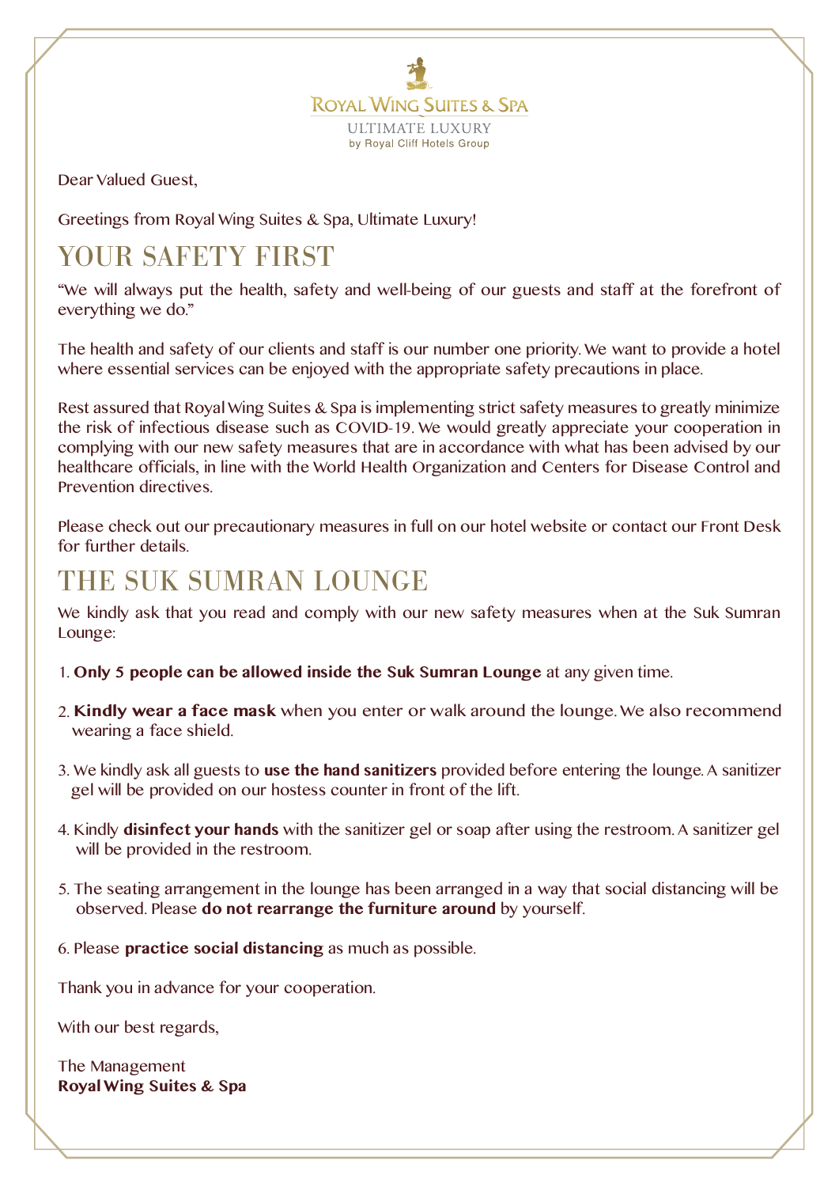ROYAL WING SUITES & SPA

ULTIMATE LUXURY
by Royal Cliff Hotels Group

Dear Valued Guest,

Greetings from Royal Wing Suites & Spa, Ultimate Luxury!

## YOUR SAFETY FIRST

"We will always put the health, safety and well-being of our guests and staff at the forefront of everything we do."

The health and safety of our clients and staff is our number one priority. We want to provide a hotel where essential services can be enjoyed with the appropriate safety precautions in place.

Rest assured that Royal Wing Suites & Spa is implementing strict safety measures to greatly minimize the risk of infectious disease such as COVID-19. We would greatly appreciate your cooperation in complying with our new safety measures that are in accordance with what has been advised by our healthcare officials, in line with the World Health Organization and Centers for Disease Control and Prevention directives.

Please check out our precautionary measures in full on our hotel website or contact our Front Desk for further details.

## THE SUK SUMRAN LOUNGE

We kindly ask that you read and comply with our new safety measures when at the Suk Sumran Lounge:

1. **Only 5 people can be allowed inside the Suk Sumran Lounge** at any given time.
2. **Kindly wear a face mask** when you enter or walk around the lounge. We also recommend wearing a face shield.
3. We kindly ask all guests to **use the hand sanitizers** provided before entering the lounge. A sanitizer gel will be provided on our hostess counter in front of the lift.
4. Kindly **disinfect your hands** with the sanitizer gel or soap after using the restroom. A sanitizer gel will be provided in the restroom.
5. The seating arrangement in the lounge has been arranged in a way that social distancing will be observed. Please **do not rearrange the furniture around** by yourself.
6. Please **practice social distancing** as much as possible.

Thank you in advance for your cooperation.

With our best regards,

The Management
**Royal Wing Suites & Spa**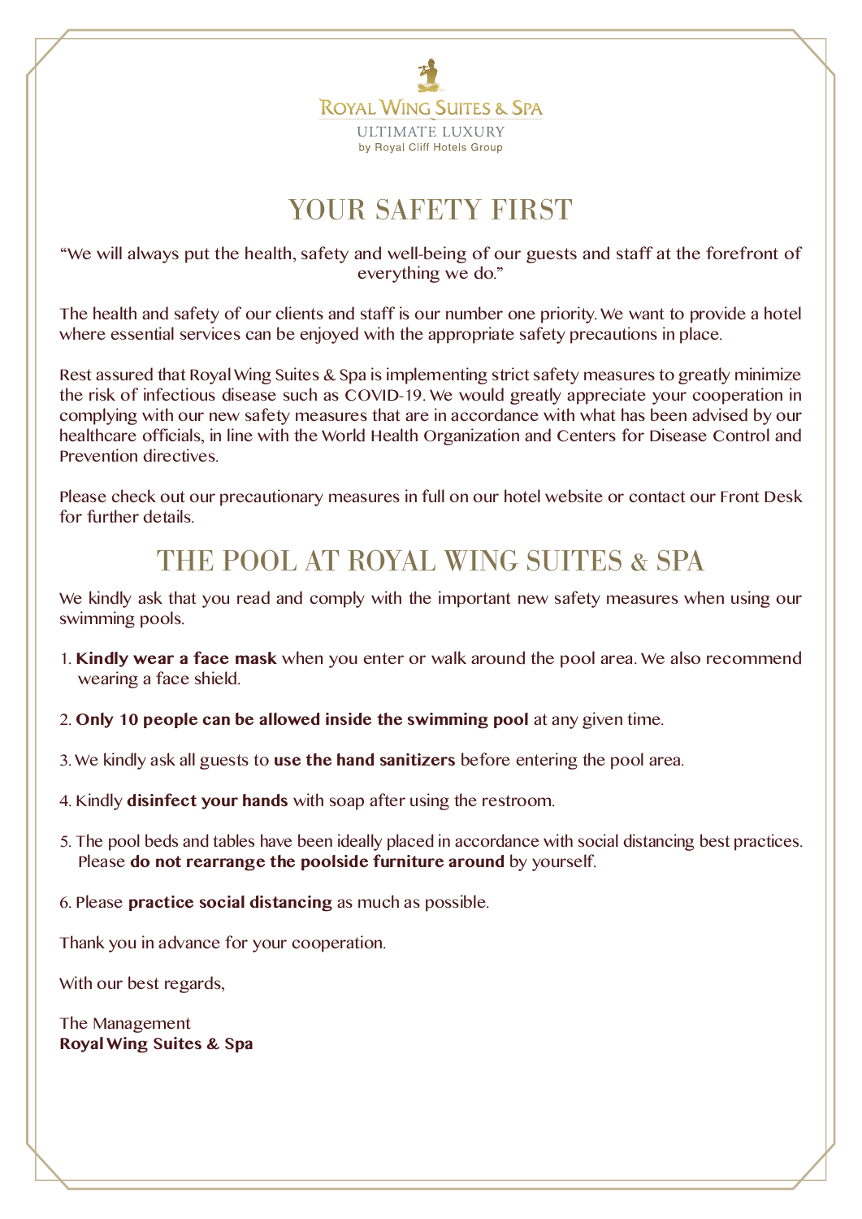ROYAL WING SUITES & SPA

ULTIMATE LUXURY
by Royal Cliff Hotels Group

# YOUR SAFETY FIRST

"We will always put the health, safety and well-being of our guests and staff at the forefront of everything we do."

The health and safety of our clients and staff is our number one priority. We want to provide a hotel where essential services can be enjoyed with the appropriate safety precautions in place.

Rest assured that Royal Wing Suites & Spa is implementing strict safety measures to greatly minimize the risk of infectious disease such as COVID-19. We would greatly appreciate your cooperation in complying with our new safety measures that are in accordance with what has been advised by our healthcare officials, in line with the World Health Organization and Centers for Disease Control and Prevention directives.

Please check out our precautionary measures in full on our hotel website or contact our Front Desk for further details.

# THE POOL AT ROYAL WING SUITES & SPA

We kindly ask that you read and comply with the important new safety measures when using our swimming pools.

1. **Kindly wear a face mask** when you enter or walk around the pool area. We also recommend wearing a face shield.

2. **Only 10 people can be allowed inside the swimming pool** at any given time.

3. We kindly ask all guests to **use the hand sanitizers** before entering the pool area.

4. Kindly **disinfect your hands** with soap after using the restroom.

5. The pool beds and tables have been ideally placed in accordance with social distancing best practices. Please **do not rearrange the poolside furniture around** by yourself.

6. Please **practice social distancing** as much as possible.

Thank you in advance for your cooperation.

With our best regards,

The Management
**Royal Wing Suites & Spa**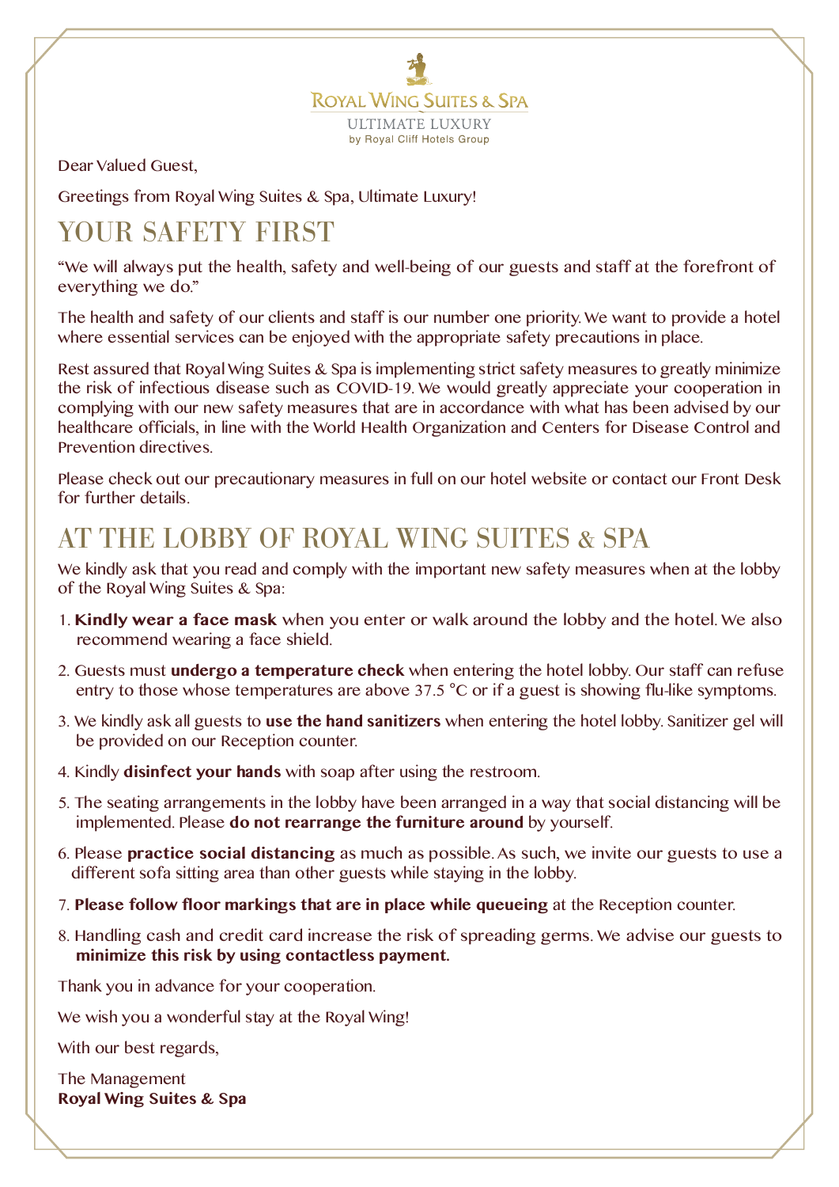ROYAL WING SUITES & SPA

ULTIMATE LUXURY

by Royal Cliff Hotels Group

Dear Valued Guest,

Greetings from Royal Wing Suites & Spa, Ultimate Luxury!

# YOUR SAFETY FIRST

"We will always put the health, safety and well-being of our guests and staff at the forefront of everything we do."

The health and safety of our clients and staff is our number one priority. We want to provide a hotel where essential services can be enjoyed with the appropriate safety precautions in place.

Rest assured that Royal Wing Suites & Spa is implementing strict safety measures to greatly minimize the risk of infectious disease such as COVID-19. We would greatly appreciate your cooperation in complying with our new safety measures that are in accordance with what has been advised by our healthcare officials, in line with the World Health Organization and Centers for Disease Control and Prevention directives.

Please check out our precautionary measures in full on our hotel website or contact our Front Desk for further details.

# AT THE LOBBY OF ROYAL WING SUITES & SPA

We kindly ask that you read and comply with the important new safety measures when at the lobby of the Royal Wing Suites & Spa:

1. **Kindly wear a face mask** when you enter or walk around the lobby and the hotel. We also recommend wearing a face shield.
2. Guests must **undergo a temperature check** when entering the hotel lobby. Our staff can refuse entry to those whose temperatures are above 37.5 °C or if a guest is showing flu-like symptoms.
3. We kindly ask all guests to **use the hand sanitizers** when entering the hotel lobby. Sanitizer gel will be provided on our Reception counter.
4. Kindly **disinfect your hands** with soap after using the restroom.
5. The seating arrangements in the lobby have been arranged in a way that social distancing will be implemented. Please **do not rearrange the furniture around** by yourself.
6. Please **practice social distancing** as much as possible. As such, we invite our guests to use a different sofa sitting area than other guests while staying in the lobby.
7. **Please follow floor markings that are in place while queueing** at the Reception counter.
8. Handling cash and credit card increase the risk of spreading germs. We advise our guests to **minimize this risk by using contactless payment.**

Thank you in advance for your cooperation.

We wish you a wonderful stay at the Royal Wing!

With our best regards,

The Management
**Royal Wing Suites & Spa**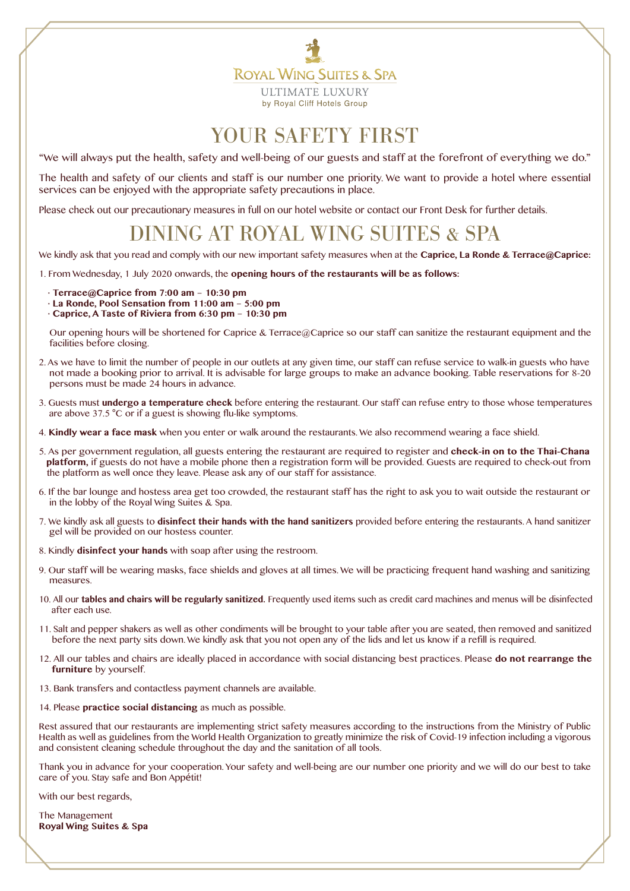ROYAL WING SUITES & SPA

ULTIMATE LUXURY

by Royal Cliff Hotels Group

# YOUR SAFETY FIRST

"We will always put the health, safety and well-being of our guests and staff at the forefront of everything we do."

The health and safety of our clients and staff is our number one priority. We want to provide a hotel where essential services can be enjoyed with the appropriate safety precautions in place.

Please check out our precautionary measures in full on our hotel website or contact our Front Desk for further details.

# DINING AT ROYAL WING SUITES & SPA

We kindly ask that you read and comply with our new important safety measures when at the **Caprice, La Ronde & Terrace@Caprice:**

1. From Wednesday, 1 July 2020 onwards, the **opening hours of the restaurants will be as follows:**

   · **Terrace@Caprice from 7:00 am – 10:30 pm**
   · **La Ronde, Pool Sensation from 11:00 am – 5:00 pm**
   · **Caprice, A Taste of Riviera from 6:30 pm – 10:30 pm**

   Our opening hours will be shortened for Caprice & Terrace@Caprice so our staff can sanitize the restaurant equipment and the facilities before closing.

2. As we have to limit the number of people in our outlets at any given time, our staff can refuse service to walk-in guests who have not made a booking prior to arrival. It is advisable for large groups to make an advance booking. Table reservations for 8-20 persons must be made 24 hours in advance.

3. Guests must **undergo a temperature check** before entering the restaurant. Our staff can refuse entry to those whose temperatures are above 37.5 °C or if a guest is showing flu-like symptoms.

4. **Kindly wear a face mask** when you enter or walk around the restaurants. We also recommend wearing a face shield.

5. As per government regulation, all guests entering the restaurant are required to register and **check-in on to the Thai-Chana platform**, if guests do not have a mobile phone then a registration form will be provided. Guests are required to check-out from the platform as well once they leave. Please ask any of our staff for assistance.

6. If the bar lounge and hostess area get too crowded, the restaurant staff has the right to ask you to wait outside the restaurant or in the lobby of the Royal Wing Suites & Spa.

7. We kindly ask all guests to **disinfect their hands with the hand sanitizers** provided before entering the restaurants. A hand sanitizer gel will be provided on our hostess counter.

8. Kindly **disinfect your hands** with soap after using the restroom.

9. Our staff will be wearing masks, face shields and gloves at all times. We will be practicing frequent hand washing and sanitizing measures.

10. All our **tables and chairs will be regularly sanitized.** Frequently used items such as credit card machines and menus will be disinfected after each use.

11. Salt and pepper shakers as well as other condiments will be brought to your table after you are seated, then removed and sanitized before the next party sits down. We kindly ask that you not open any of the lids and let us know if a refill is required.

12. All our tables and chairs are ideally placed in accordance with social distancing best practices. Please **do not rearrange the furniture** by yourself.

13. Bank transfers and contactless payment channels are available.

14. Please **practice social distancing** as much as possible.

Rest assured that our restaurants are implementing strict safety measures according to the instructions from the Ministry of Public Health as well as guidelines from the World Health Organization to greatly minimize the risk of Covid-19 infection including a vigorous and consistent cleaning schedule throughout the day and the sanitation of all tools.

Thank you in advance for your cooperation. Your safety and well-being are our number one priority and we will do our best to take care of you. Stay safe and Bon Appétit!

With our best regards,

The Management
**Royal Wing Suites & Spa**